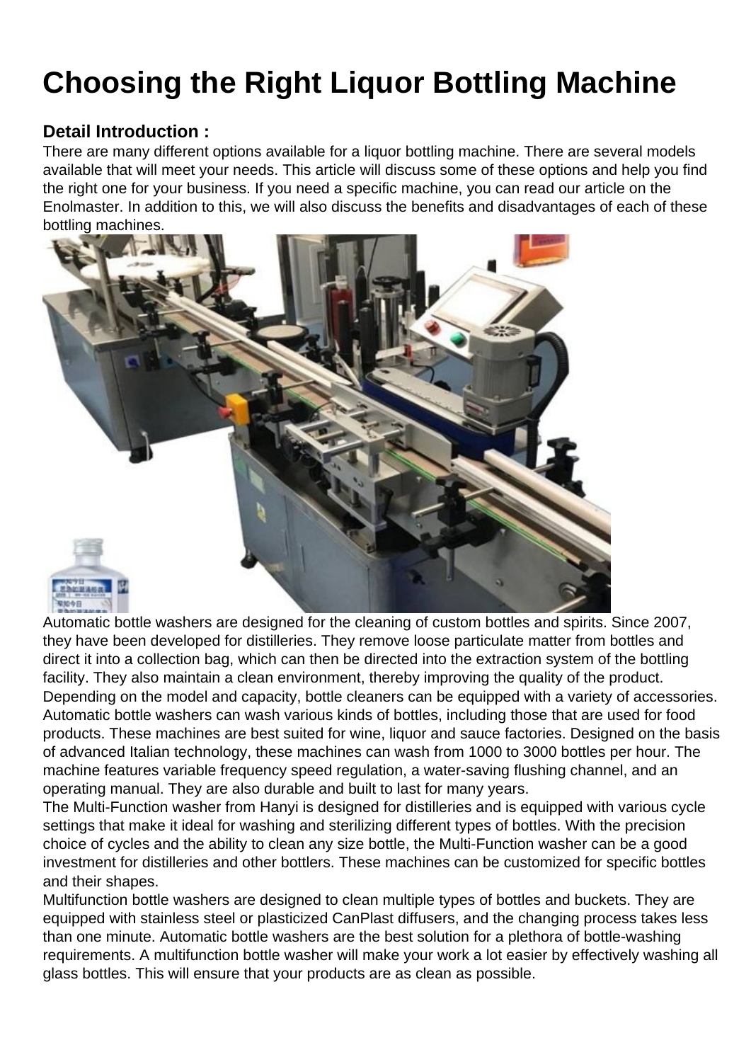# Choosing the Right Liquor Bottling Machine

## Detail Introduction :

There are many different options available for a liquor bottling machine. There are several models available that will meet your needs. This article will discuss some of these options and help you find the right one for your business. If you need a specific machine, you can read our article on the Enolmaster. In addition to this, we will also discuss the benefits and disadvantages of each of these bottling machines.

Automatic bottle washers are designed for the cleaning of custom bottles and spirits. Since 2007, they have been developed for distilleries. They remove loose particulate matter from bottles and direct it into a collection bag, which can then be directed into the extraction system of the bottling facility. They also maintain a clean environment, thereby improving the quality of the product. Depending on the model and capacity, bottle cleaners can be equipped with a variety of accessories. Automatic bottle washers can wash various kinds of bottles, including those that are used for food products. These machines are best suited for wine, liquor and sauce factories. Designed on the basis of advanced Italian technology, these machines can wash from 1000 to 3000 bottles per hour. The machine features variable frequency speed regulation, a water-saving flushing channel, and an operating manual. They are also durable and built to last for many years.

The Multi-Function washer from Hanyi is designed for distilleries and is equipped with various cycle settings that make it ideal for washing and sterilizing different types of bottles. With the precision choice of cycles and the ability to clean any size bottle, the Multi-Function washer can be a good investment for distilleries and other bottlers. These machines can be customized for specific bottles and their shapes.

Multifunction bottle washers are designed to clean multiple types of bottles and buckets. They are equipped with stainless steel or plasticized CanPlast diffusers, and the changing process takes less than one minute. Automatic bottle washers are the best solution for a plethora of bottle-washing requirements. A multifunction bottle washer will make your work a lot easier by effectively washing all glass bottles. This will ensure that your products are as clean as possible.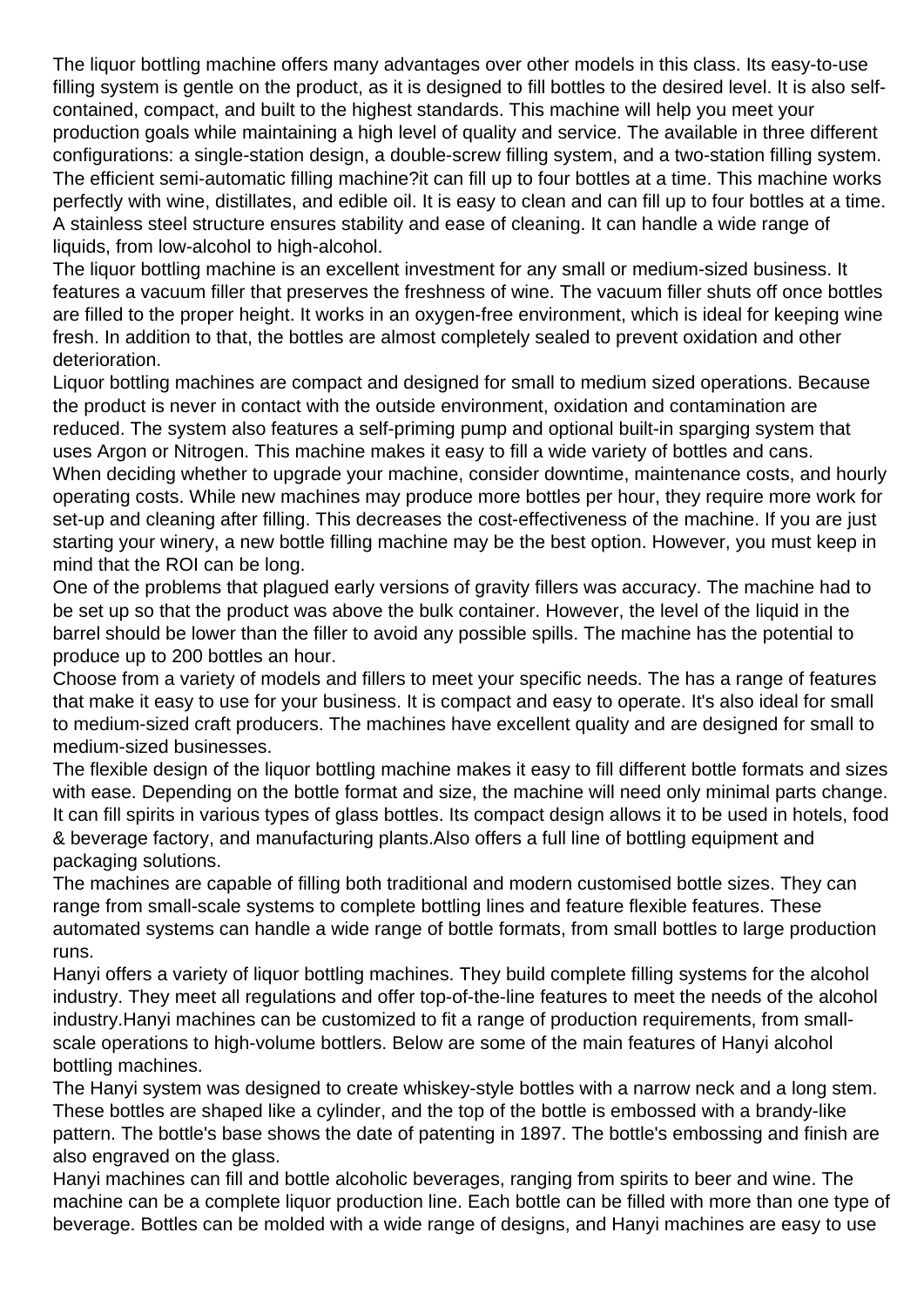The liquor bottling machine offers many advantages over other models in this class. Its easy-to-use filling system is gentle on the product, as it is designed to fill bottles to the desired level. It is also self-contained, compact, and built to the highest standards. This machine will help you meet your production goals while maintaining a high level of quality and service. The available in three different configurations: a single-station design, a double-screw filling system, and a two-station filling system. The efficient semi-automatic filling machine?it can fill up to four bottles at a time. This machine works perfectly with wine, distillates, and edible oil. It is easy to clean and can fill up to four bottles at a time. A stainless steel structure ensures stability and ease of cleaning. It can handle a wide range of liquids, from low-alcohol to high-alcohol.

The liquor bottling machine is an excellent investment for any small or medium-sized business. It features a vacuum filler that preserves the freshness of wine. The vacuum filler shuts off once bottles are filled to the proper height. It works in an oxygen-free environment, which is ideal for keeping wine fresh. In addition to that, the bottles are almost completely sealed to prevent oxidation and other deterioration.

Liquor bottling machines are compact and designed for small to medium sized operations. Because the product is never in contact with the outside environment, oxidation and contamination are reduced. The system also features a self-priming pump and optional built-in sparging system that uses Argon or Nitrogen. This machine makes it easy to fill a wide variety of bottles and cans.

When deciding whether to upgrade your machine, consider downtime, maintenance costs, and hourly operating costs. While new machines may produce more bottles per hour, they require more work for set-up and cleaning after filling. This decreases the cost-effectiveness of the machine. If you are just starting your winery, a new bottle filling machine may be the best option. However, you must keep in mind that the ROI can be long.

One of the problems that plagued early versions of gravity fillers was accuracy. The machine had to be set up so that the product was above the bulk container. However, the level of the liquid in the barrel should be lower than the filler to avoid any possible spills. The machine has the potential to produce up to 200 bottles an hour.

Choose from a variety of models and fillers to meet your specific needs. The has a range of features that make it easy to use for your business. It is compact and easy to operate. It's also ideal for small to medium-sized craft producers. The machines have excellent quality and are designed for small to medium-sized businesses.

The flexible design of the liquor bottling machine makes it easy to fill different bottle formats and sizes with ease. Depending on the bottle format and size, the machine will need only minimal parts change. It can fill spirits in various types of glass bottles. Its compact design allows it to be used in hotels, food & beverage factory, and manufacturing plants.Also offers a full line of bottling equipment and packaging solutions.

The machines are capable of filling both traditional and modern customised bottle sizes. They can range from small-scale systems to complete bottling lines and feature flexible features. These automated systems can handle a wide range of bottle formats, from small bottles to large production runs.

Hanyi offers a variety of liquor bottling machines. They build complete filling systems for the alcohol industry. They meet all regulations and offer top-of-the-line features to meet the needs of the alcohol industry.Hanyi machines can be customized to fit a range of production requirements, from small-scale operations to high-volume bottlers. Below are some of the main features of Hanyi alcohol bottling machines.

The Hanyi system was designed to create whiskey-style bottles with a narrow neck and a long stem. These bottles are shaped like a cylinder, and the top of the bottle is embossed with a brandy-like pattern. The bottle's base shows the date of patenting in 1897. The bottle's embossing and finish are also engraved on the glass.

Hanyi machines can fill and bottle alcoholic beverages, ranging from spirits to beer and wine. The machine can be a complete liquor production line. Each bottle can be filled with more than one type of beverage. Bottles can be molded with a wide range of designs, and Hanyi machines are easy to use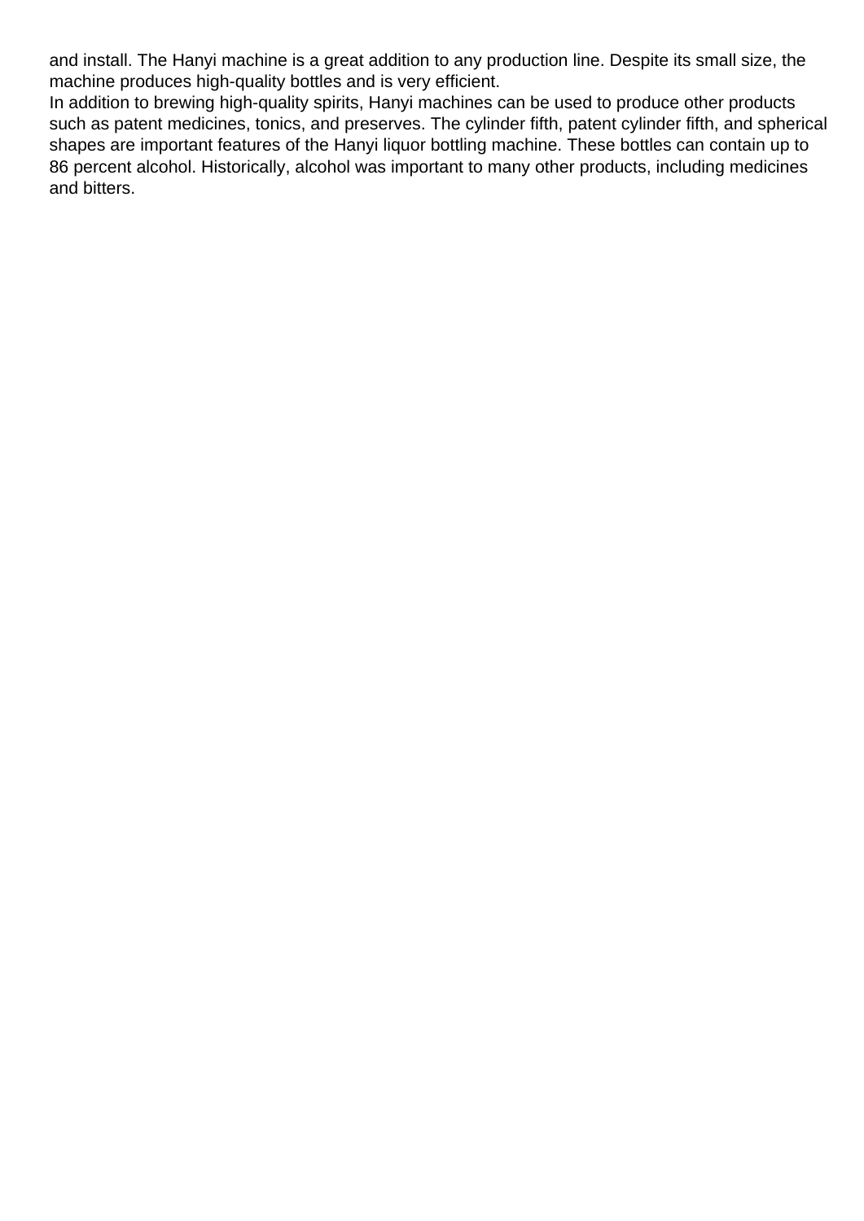and install. The Hanyi machine is a great addition to any production line. Despite its small size, the machine produces high-quality bottles and is very efficient.

In addition to brewing high-quality spirits, Hanyi machines can be used to produce other products such as patent medicines, tonics, and preserves. The cylinder fifth, patent cylinder fifth, and spherical shapes are important features of the Hanyi liquor bottling machine. These bottles can contain up to 86 percent alcohol. Historically, alcohol was important to many other products, including medicines and bitters.